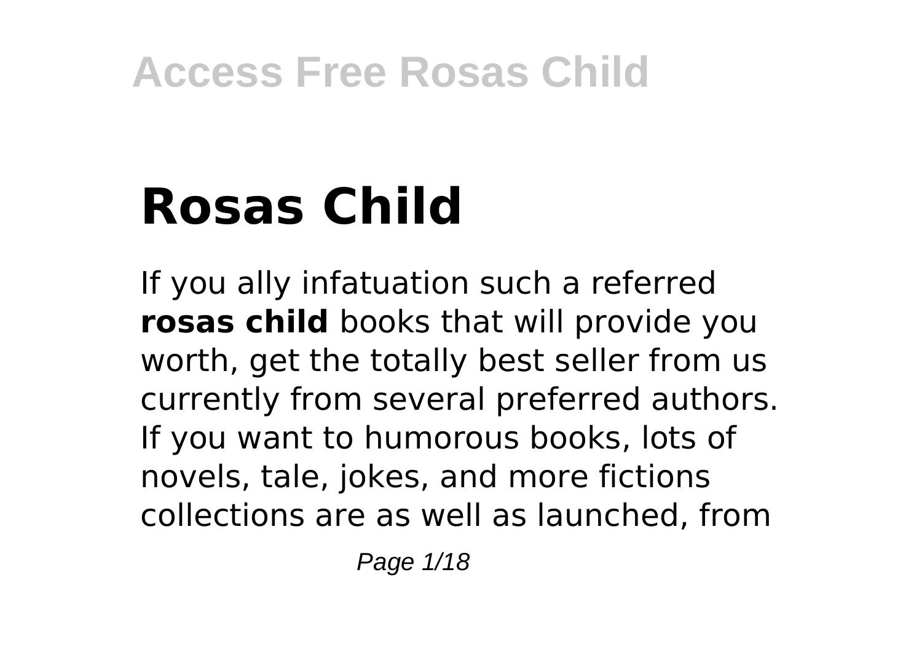# Rosas Child

If you ally infatuation such a referred **rosas child** books that will provide you worth, get the totally best seller from us currently from several preferred authors. If you want to humorous books, lots of novels, tale, jokes, and more fictions collections are as well as launched, from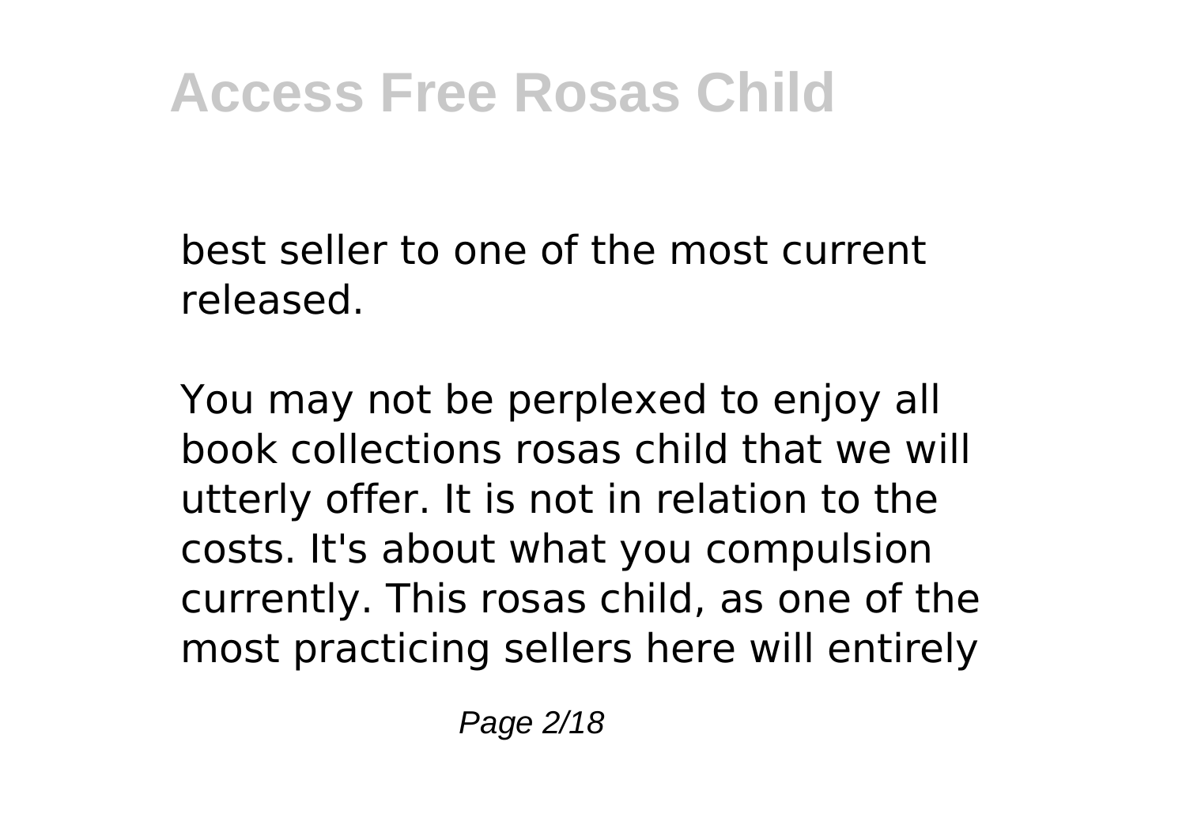best seller to one of the most current released.

You may not be perplexed to enjoy all book collections rosas child that we will utterly offer. It is not in relation to the costs. It's about what you compulsion currently. This rosas child, as one of the most practicing sellers here will entirely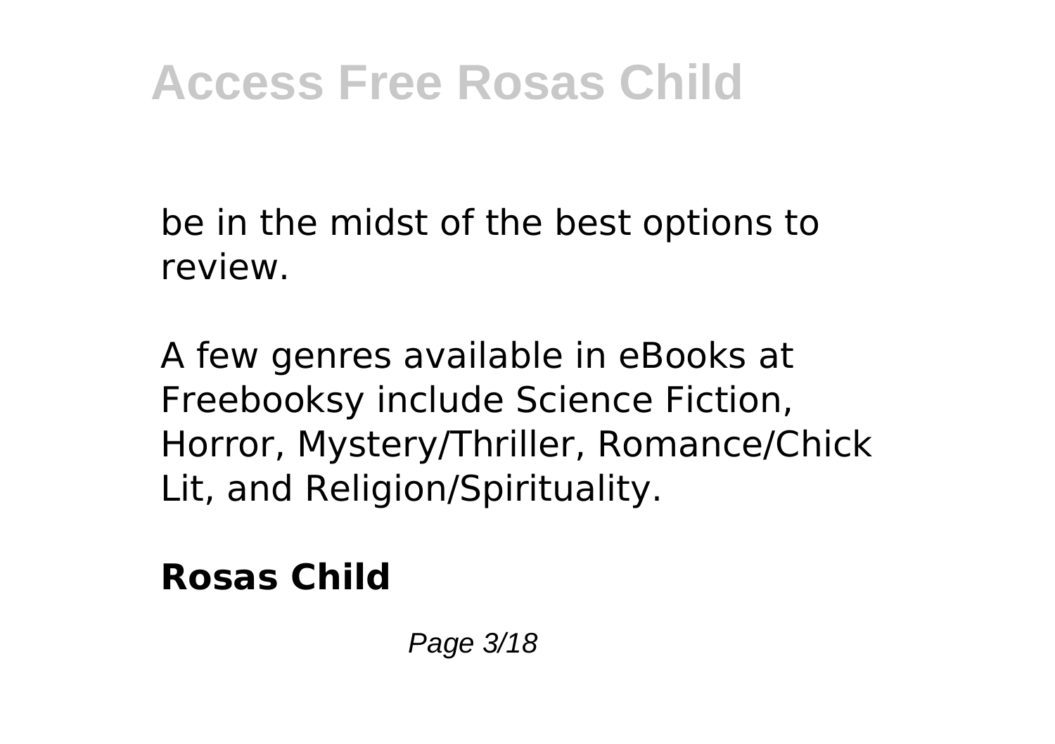be in the midst of the best options to review.

A few genres available in eBooks at Freebooksy include Science Fiction, Horror, Mystery/Thriller, Romance/Chick Lit, and Religion/Spirituality.

**Rosas Child**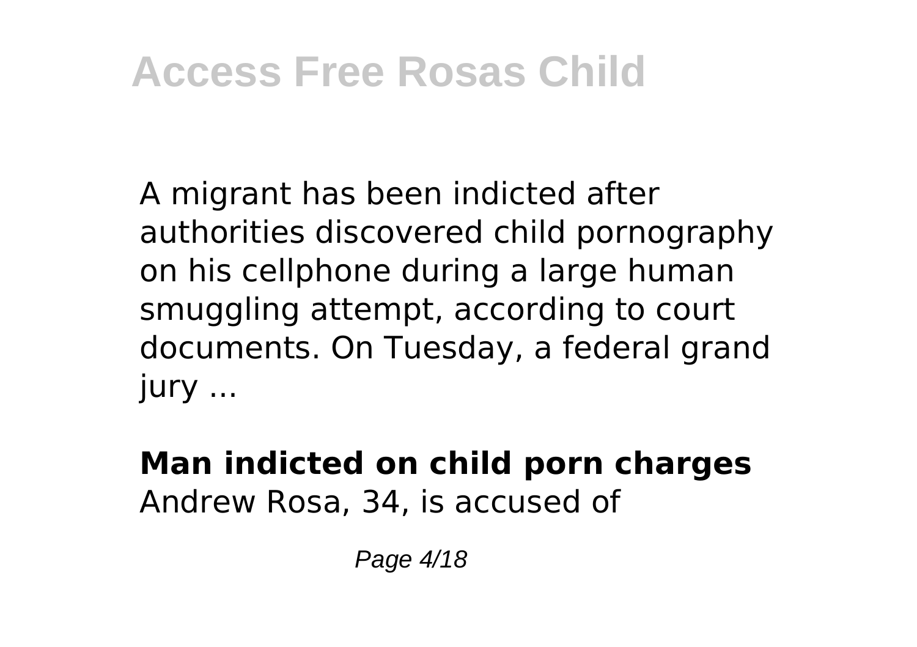A migrant has been indicted after authorities discovered child pornography on his cellphone during a large human smuggling attempt, according to court documents. On Tuesday, a federal grand jury ...

**Man indicted on child porn charges**
Andrew Rosa, 34, is accused of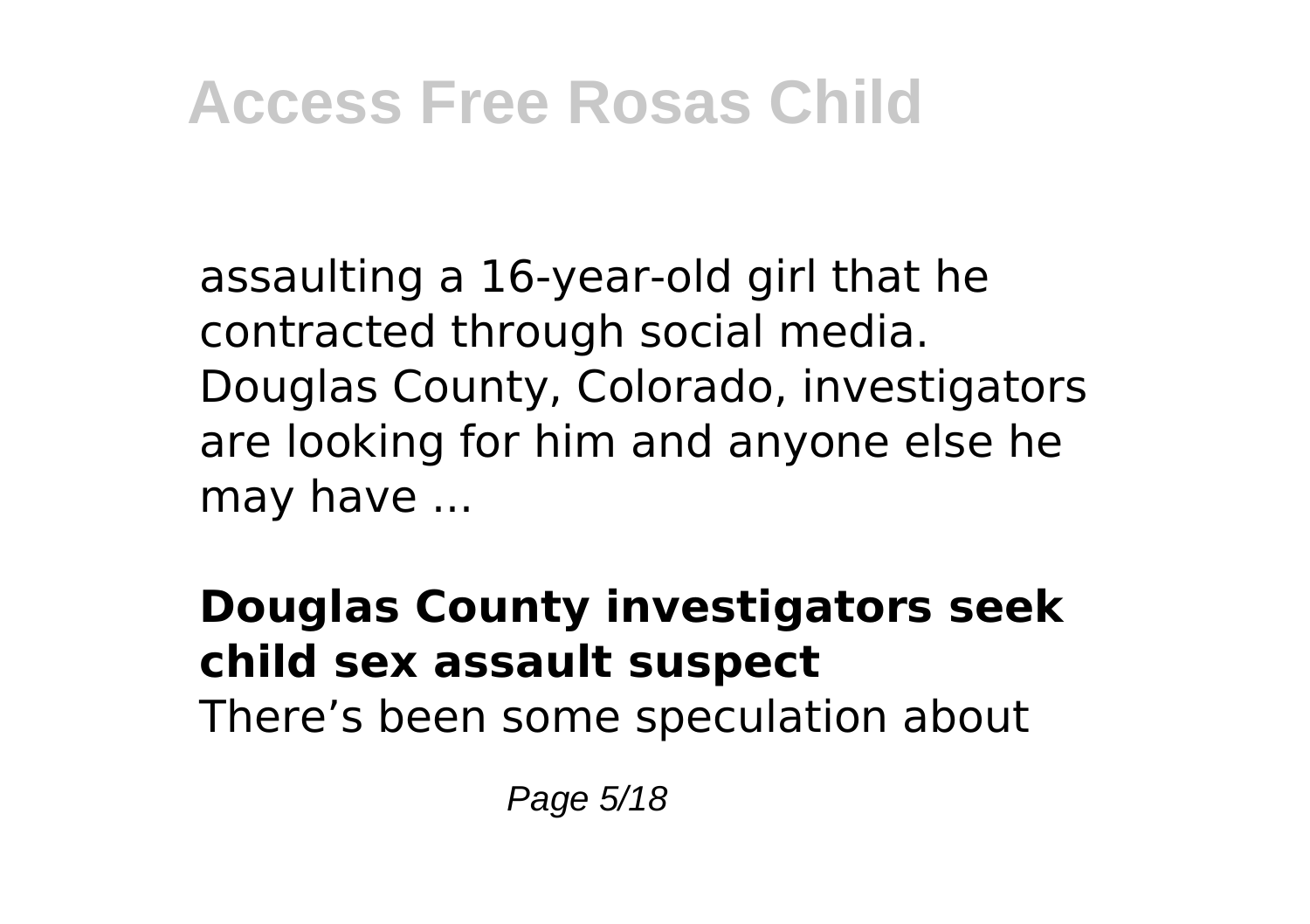assaulting a 16-year-old girl that he contracted through social media. Douglas County, Colorado, investigators are looking for him and anyone else he may have ...

**Douglas County investigators seek child sex assault suspect**

There's been some speculation about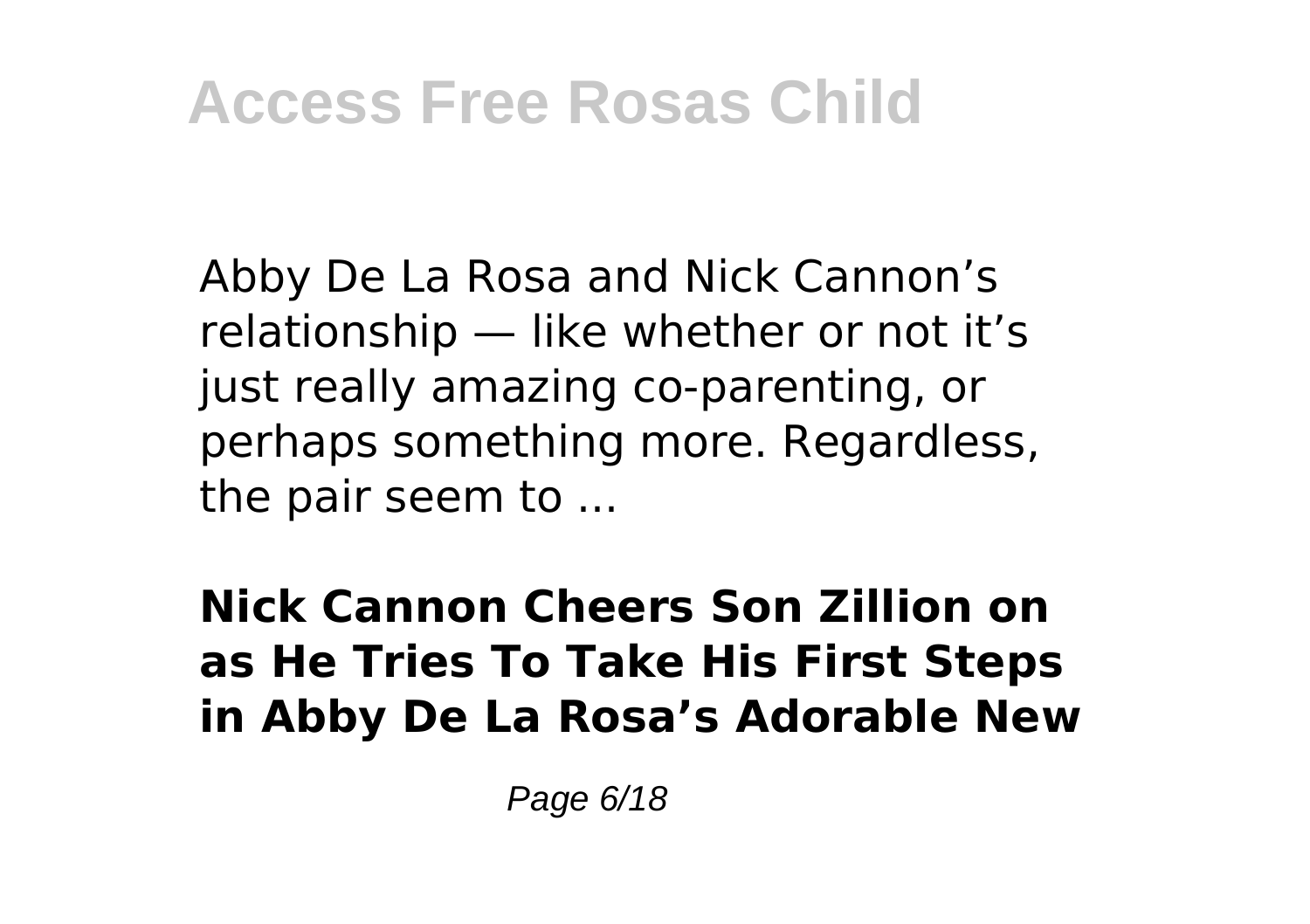Abby De La Rosa and Nick Cannon's relationship — like whether or not it's just really amazing co-parenting, or perhaps something more. Regardless, the pair seem to ...

**Nick Cannon Cheers Son Zillion on as He Tries To Take His First Steps in Abby De La Rosa's Adorable New**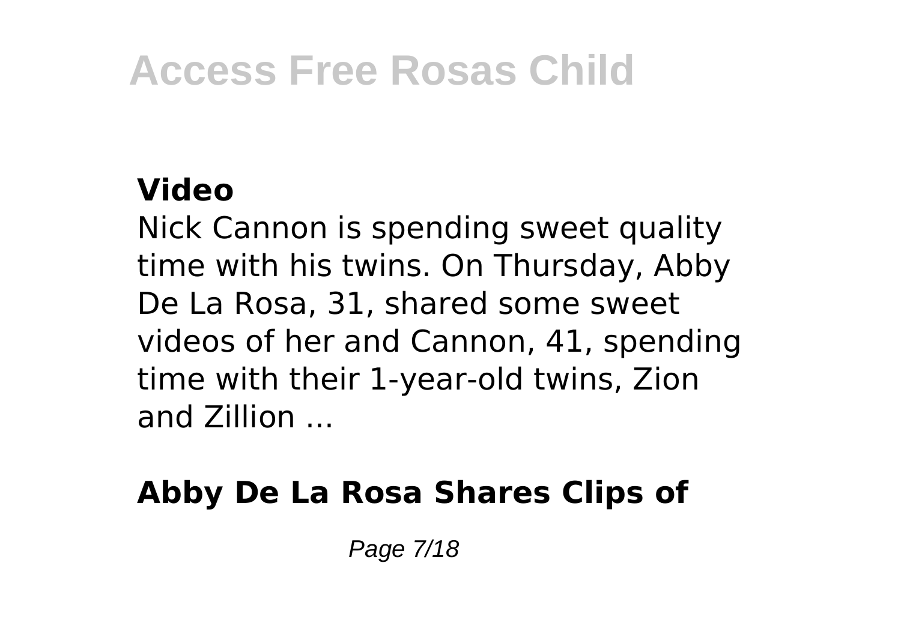### Video

Nick Cannon is spending sweet quality time with his twins. On Thursday, Abby De La Rosa, 31, shared some sweet videos of her and Cannon, 41, spending time with their 1-year-old twins, Zion and Zillion ...

### Abby De La Rosa Shares Clips of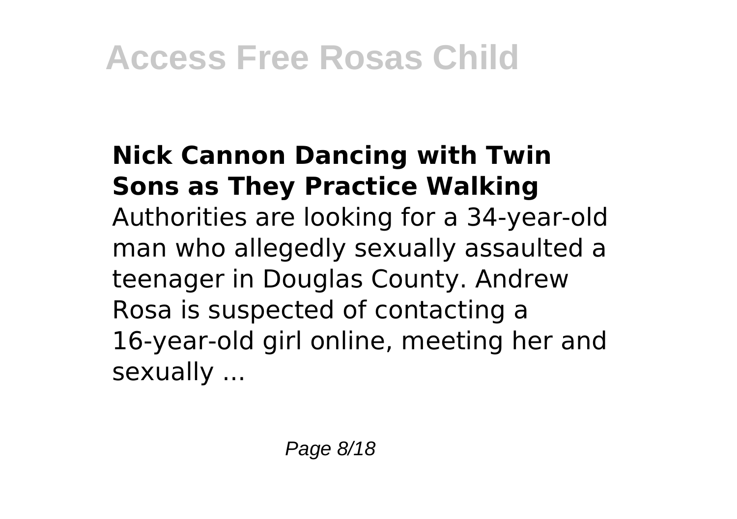### Nick Cannon Dancing with Twin Sons as They Practice Walking

Authorities are looking for a 34-year-old man who allegedly sexually assaulted a teenager in Douglas County. Andrew Rosa is suspected of contacting a 16-year-old girl online, meeting her and sexually ...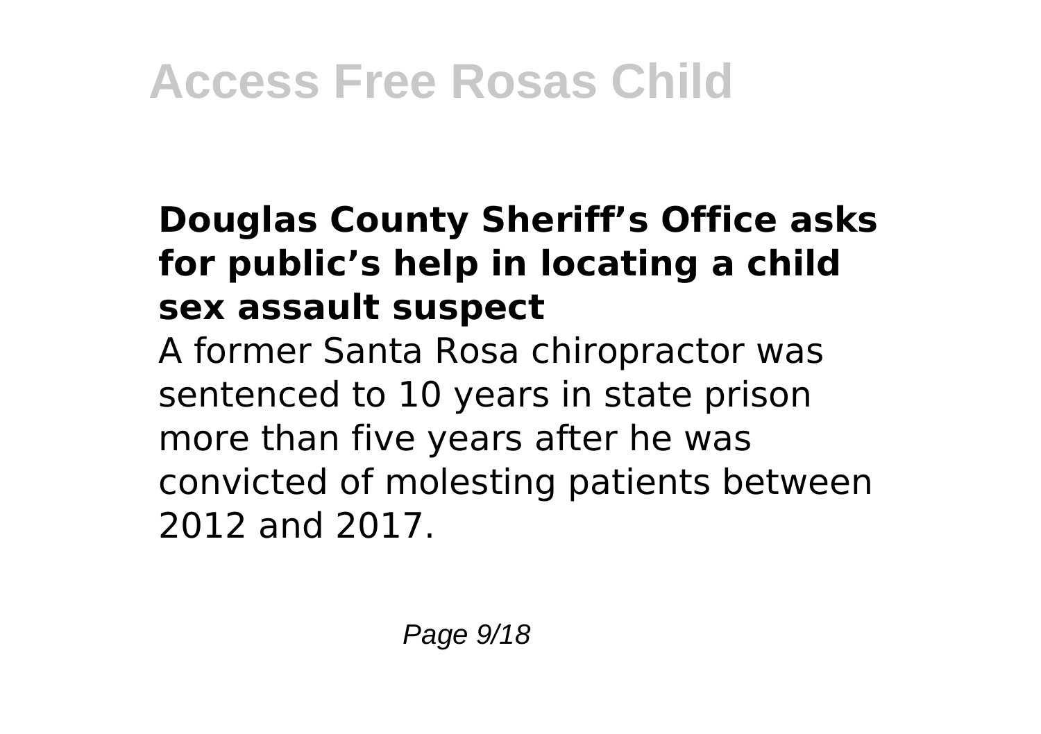### Douglas County Sheriff’s Office asks for public’s help in locating a child sex assault suspect

A former Santa Rosa chiropractor was sentenced to 10 years in state prison more than five years after he was convicted of molesting patients between 2012 and 2017.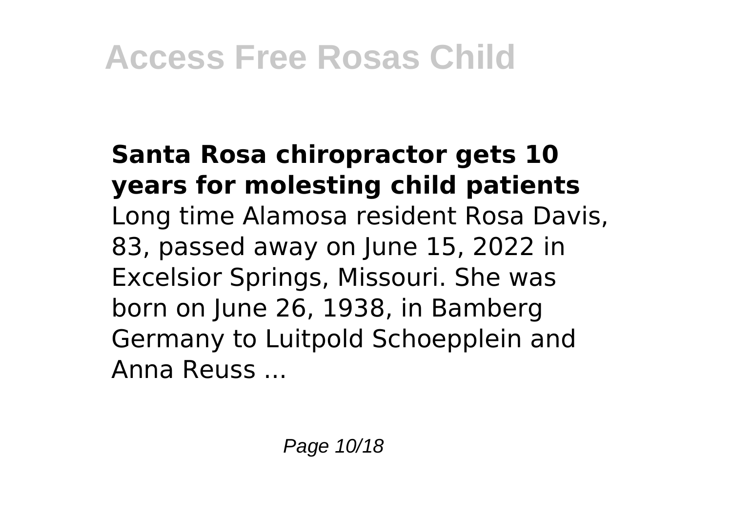**Santa Rosa chiropractor gets 10 years for molesting child patients**
Long time Alamosa resident Rosa Davis, 83, passed away on June 15, 2022 in Excelsior Springs, Missouri. She was born on June 26, 1938, in Bamberg Germany to Luitpold Schoepplein and Anna Reuss ...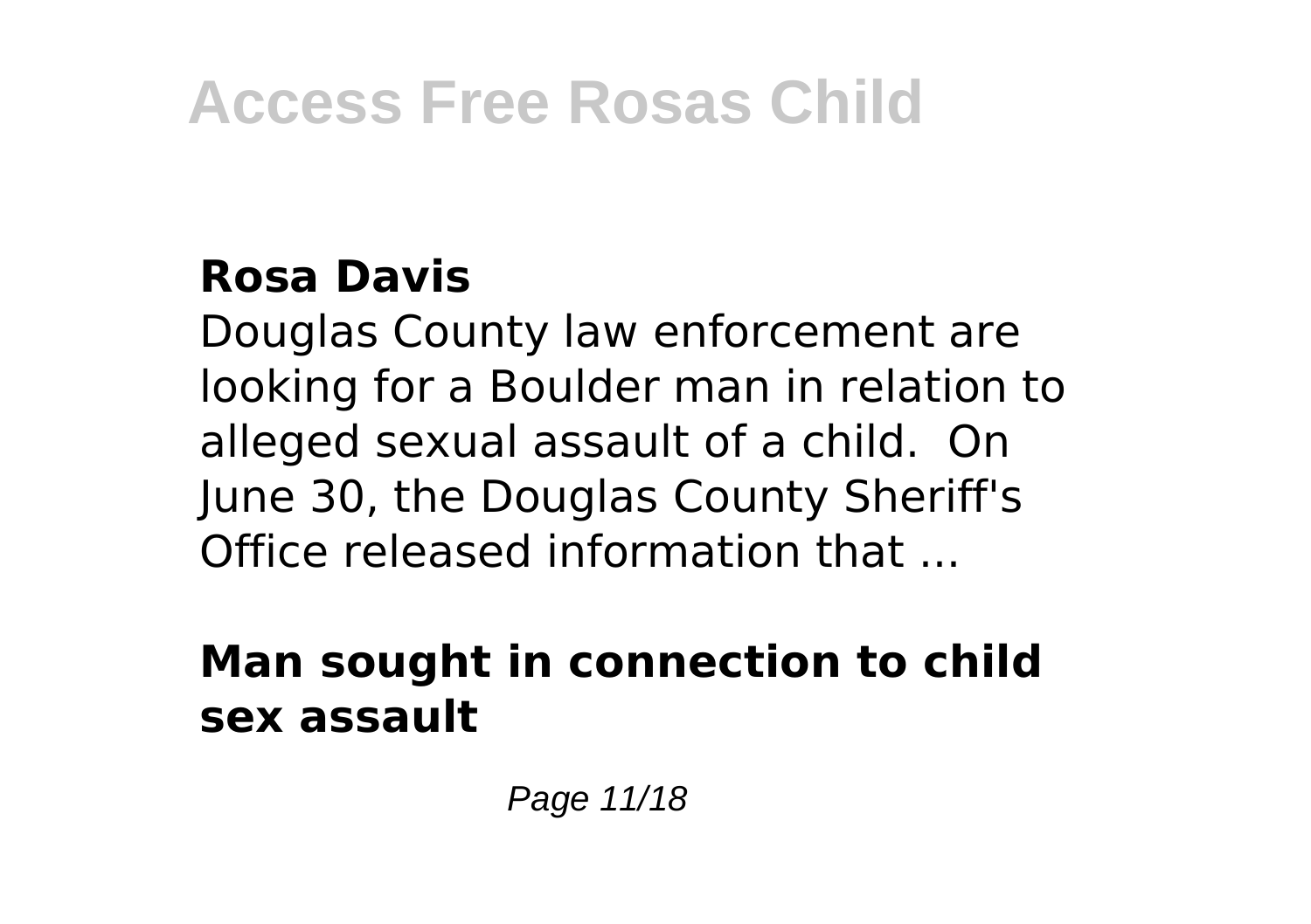### Rosa Davis

Douglas County law enforcement are looking for a Boulder man in relation to alleged sexual assault of a child.  On June 30, the Douglas County Sheriff's Office released information that ...

### Man sought in connection to child sex assault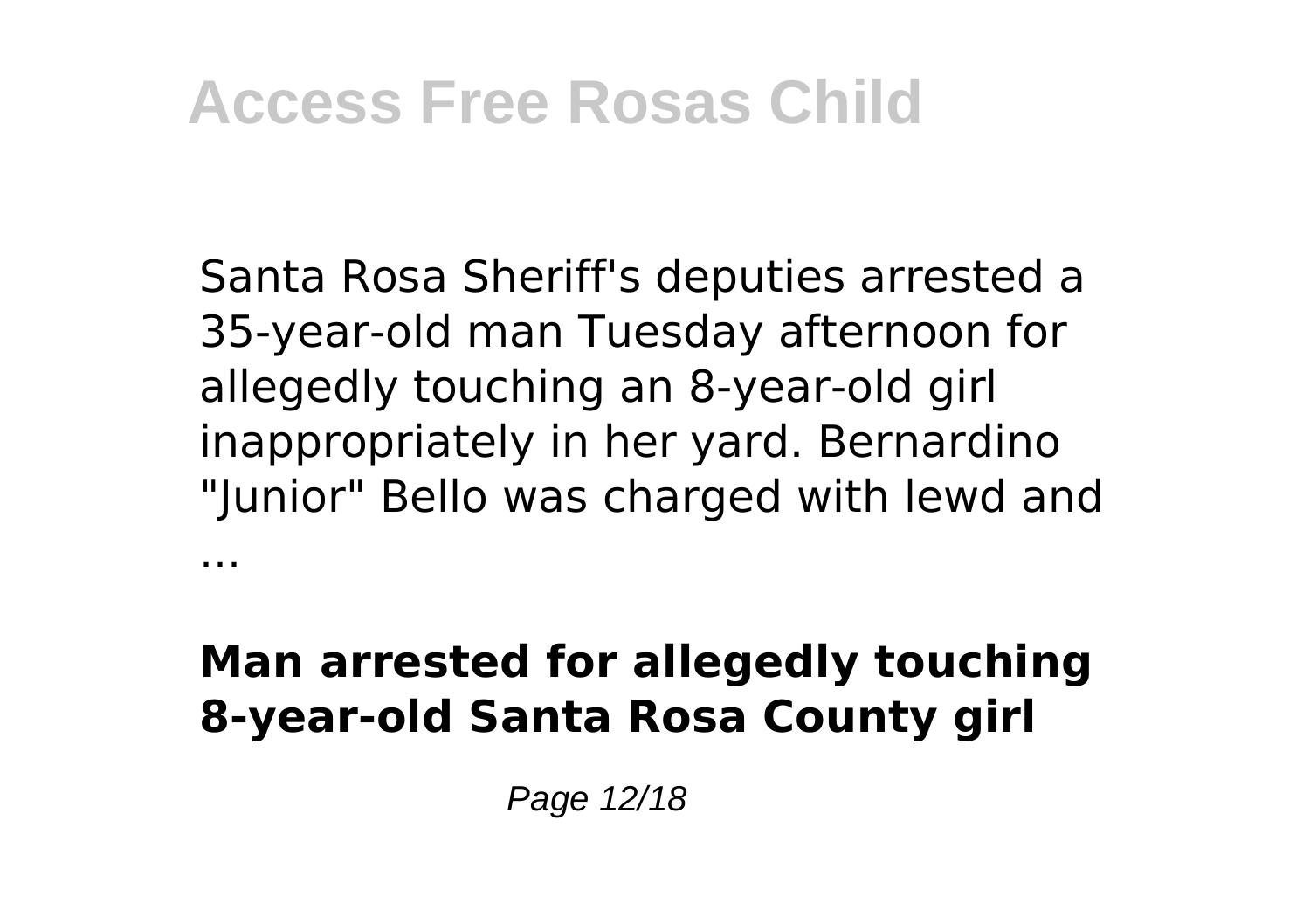Santa Rosa Sheriff's deputies arrested a 35-year-old man Tuesday afternoon for allegedly touching an 8-year-old girl inappropriately in her yard. Bernardino "Junior" Bello was charged with lewd and ...

**Man arrested for allegedly touching 8-year-old Santa Rosa County girl**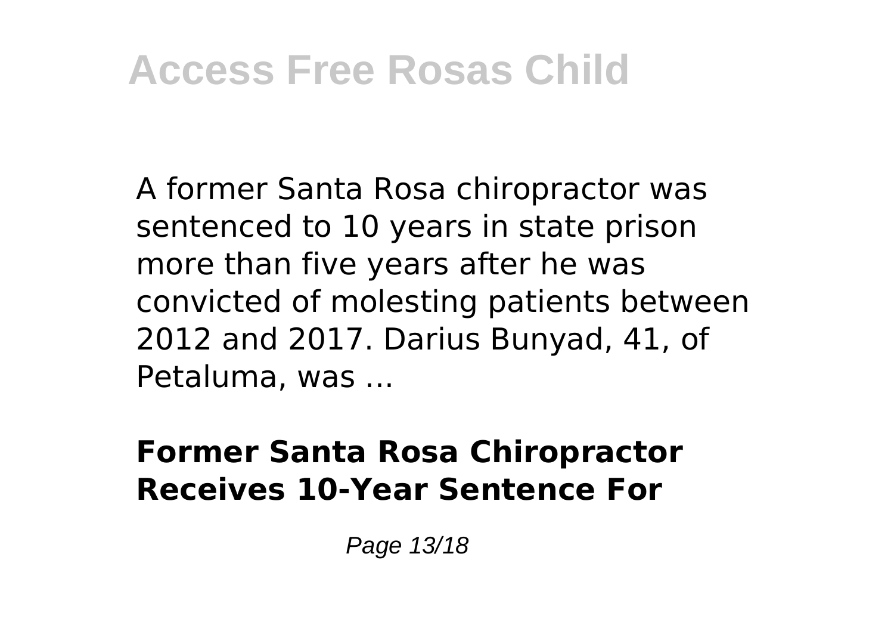A former Santa Rosa chiropractor was sentenced to 10 years in state prison more than five years after he was convicted of molesting patients between 2012 and 2017. Darius Bunyad, 41, of Petaluma, was ...

**Former Santa Rosa Chiropractor Receives 10-Year Sentence For**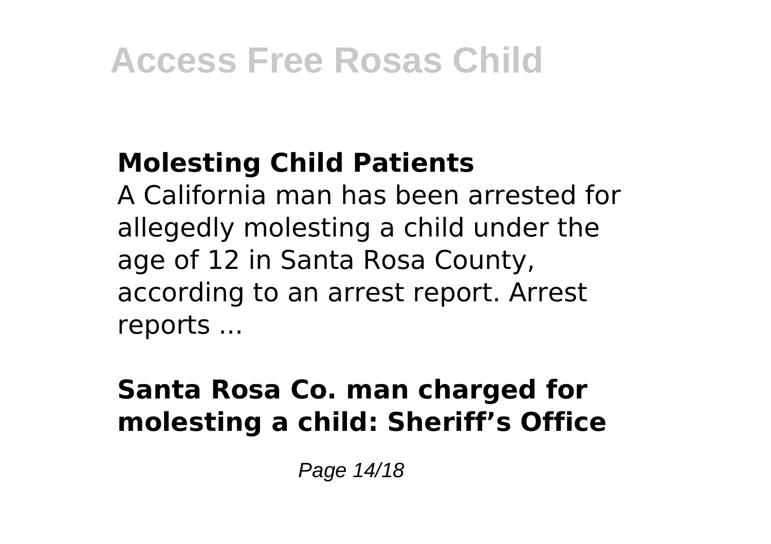### Molesting Child Patients

A California man has been arrested for allegedly molesting a child under the age of 12 in Santa Rosa County, according to an arrest report. Arrest reports ...

### Santa Rosa Co. man charged for molesting a child: Sheriff's Office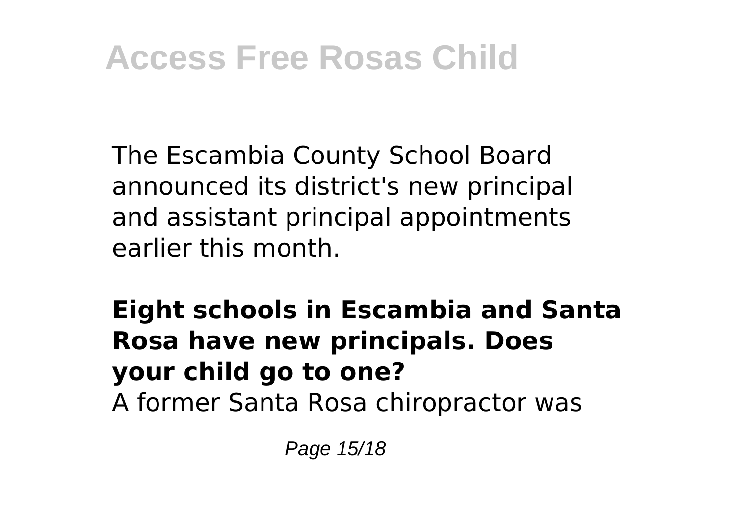The Escambia County School Board announced its district's new principal and assistant principal appointments earlier this month.

**Eight schools in Escambia and Santa Rosa have new principals. Does your child go to one?**

A former Santa Rosa chiropractor was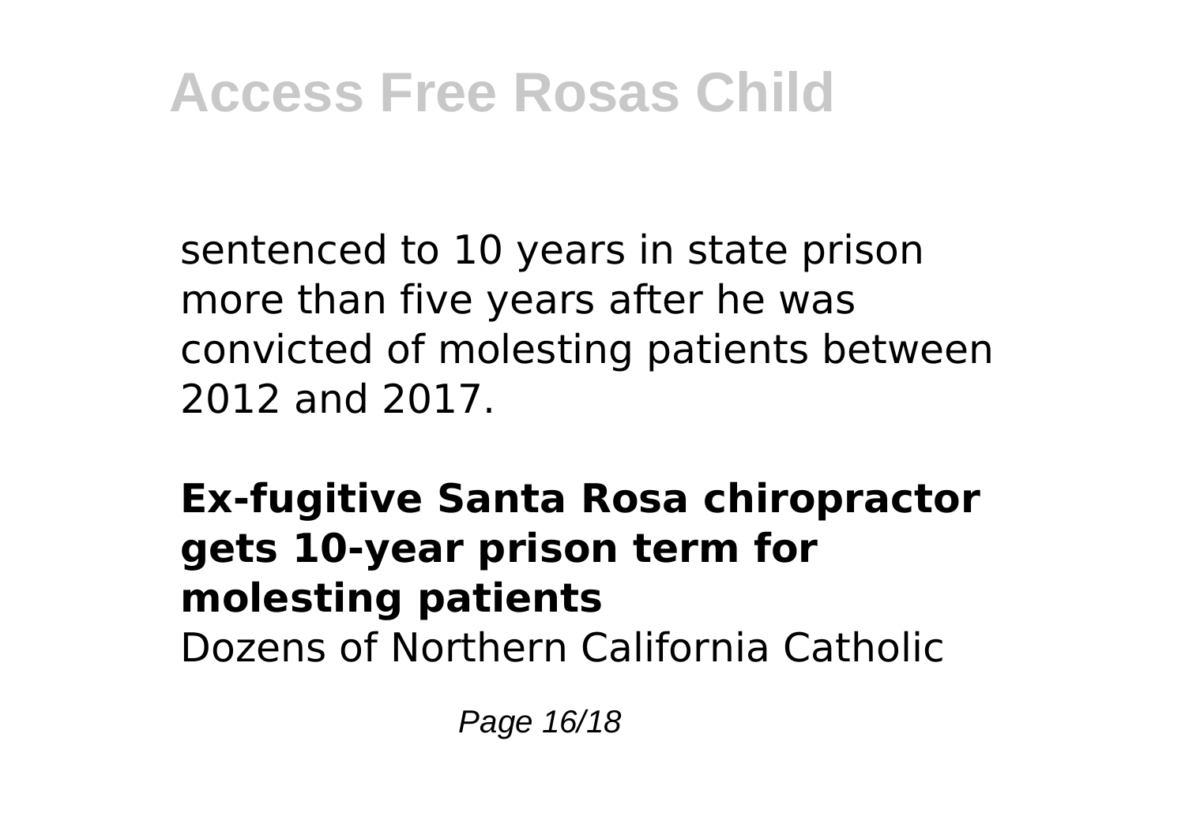sentenced to 10 years in state prison more than five years after he was convicted of molesting patients between 2012 and 2017.

**Ex-fugitive Santa Rosa chiropractor gets 10-year prison term for molesting patients**

Dozens of Northern California Catholic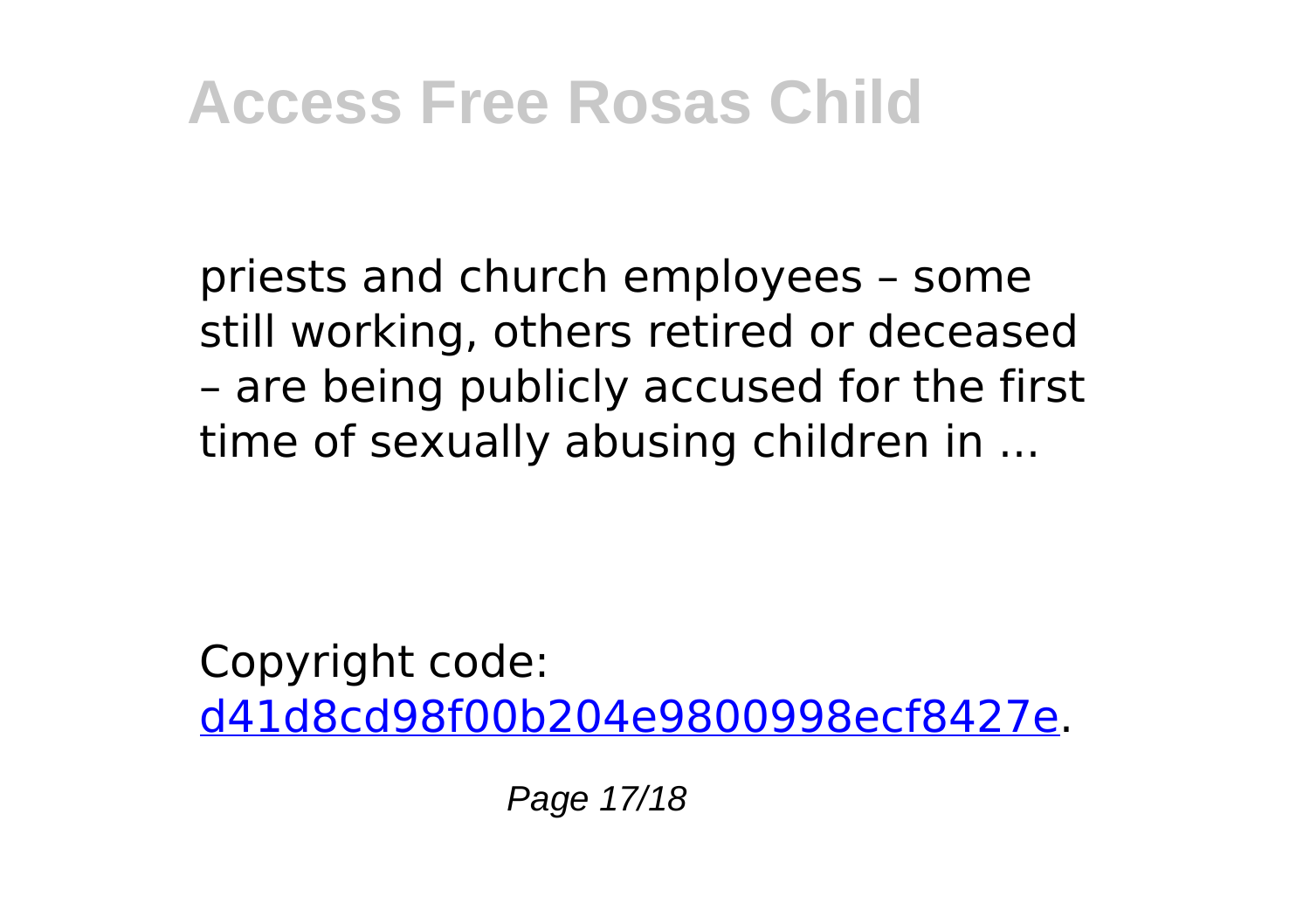priests and church employees – some still working, others retired or deceased – are being publicly accused for the first time of sexually abusing children in ...

Copyright code: [d41d8cd98f00b204e9800998ecf8427e](d41d8cd98f00b204e9800998ecf8427e).